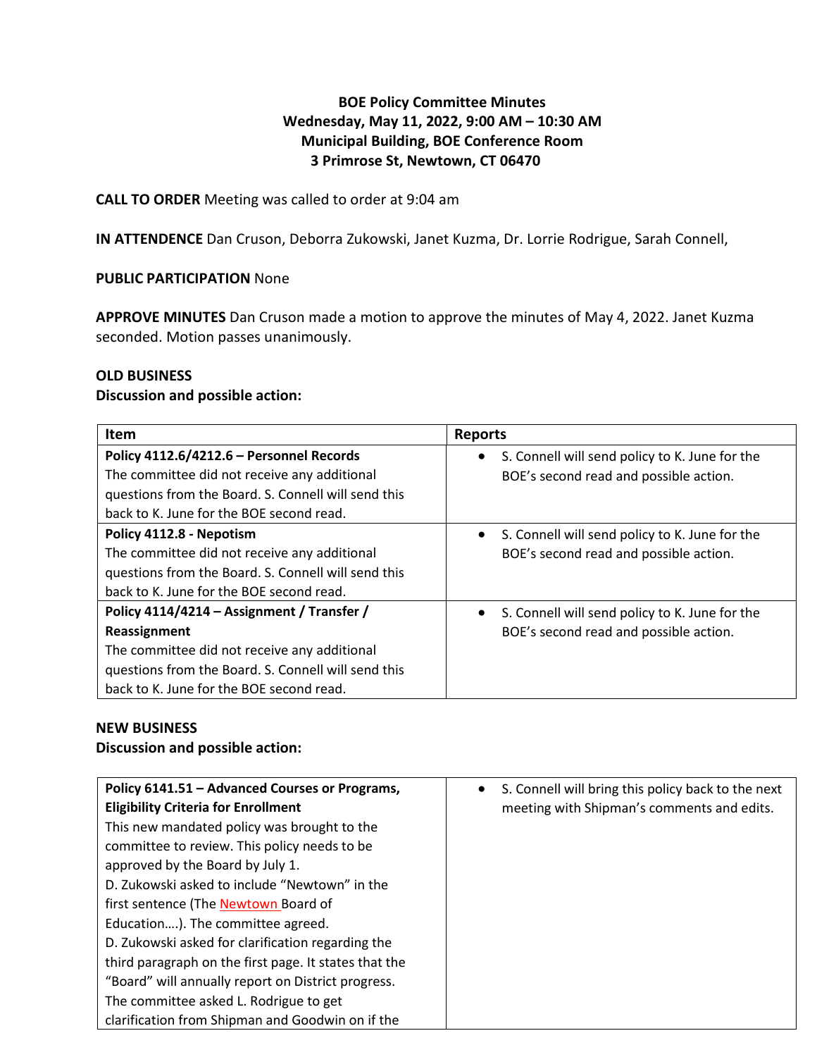**BOE Policy Committee Minutes**
**Wednesday, May 11, 2022, 9:00 AM – 10:30 AM**
**Municipal Building, BOE Conference Room**
**3 Primrose St, Newtown, CT 06470**

**CALL TO ORDER** Meeting was called to order at 9:04 am

**IN ATTENDENCE** Dan Cruson, Deborra Zukowski, Janet Kuzma, Dr. Lorrie Rodrigue, Sarah Connell,

**PUBLIC PARTICIPATION** None

**APPROVE MINUTES** Dan Cruson made a motion to approve the minutes of May 4, 2022. Janet Kuzma seconded. Motion passes unanimously.

**OLD BUSINESS**
**Discussion and possible action:**

| Item | Reports |
|---|---|
| **Policy 4112.6/4212.6 – Personnel Records** The committee did not receive any additional questions from the Board. S. Connell will send this back to K. June for the BOE second read. | • S. Connell will send policy to K. June for the BOE's second read and possible action. |
| **Policy 4112.8 - Nepotism** The committee did not receive any additional questions from the Board. S. Connell will send this back to K. June for the BOE second read. | • S. Connell will send policy to K. June for the BOE's second read and possible action. |
| **Policy 4114/4214 – Assignment / Transfer / Reassignment** The committee did not receive any additional questions from the Board. S. Connell will send this back to K. June for the BOE second read. | • S. Connell will send policy to K. June for the BOE's second read and possible action. |

**NEW BUSINESS**
**Discussion and possible action:**

| | |
|---|---|
| **Policy 6141.51 – Advanced Courses or Programs, Eligibility Criteria for Enrollment** This new mandated policy was brought to the committee to review. This policy needs to be approved by the Board by July 1. D. Zukowski asked to include "Newtown" in the first sentence (The Newtown Board of Education….). The committee agreed. D. Zukowski asked for clarification regarding the third paragraph on the first page. It states that the "Board" will annually report on District progress. The committee asked L. Rodrigue to get clarification from Shipman and Goodwin on if the | • S. Connell will bring this policy back to the next meeting with Shipman's comments and edits. |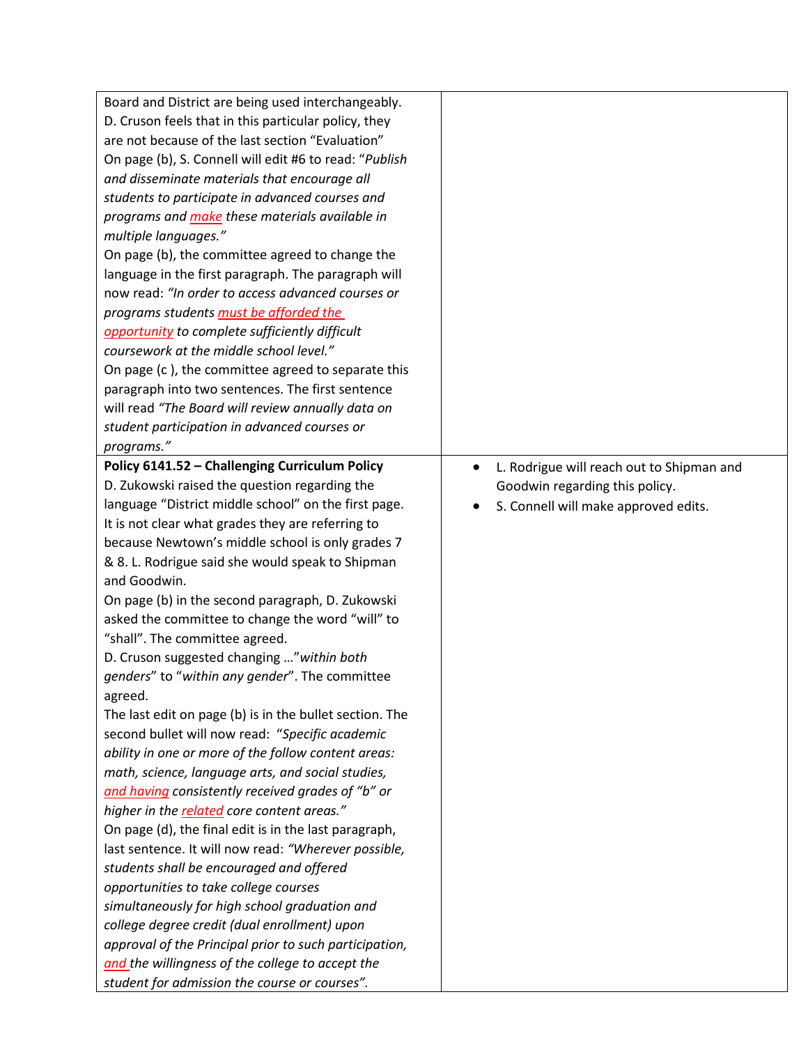| | |
|---|---|
| Board and District are being used interchangeably. D. Cruson feels that in this particular policy, they are not because of the last section "Evaluation"<br>On page (b), S. Connell will edit #6 to read: "*Publish and disseminate materials that encourage all students to participate in advanced courses and programs and* <u>*make*</u> *these materials available in multiple languages."*<br>On page (b), the committee agreed to change the language in the first paragraph. The paragraph will now read: *"In order to access advanced courses or programs students* <u>*must be afforded the opportunity*</u> *to complete sufficiently difficult coursework at the middle school level."*<br>On page (c ), the committee agreed to separate this paragraph into two sentences. The first sentence will read *"The Board will review annually data on student participation in advanced courses or programs."* | |
| **Policy 6141.52 – Challenging Curriculum Policy**<br>D. Zukowski raised the question regarding the language "District middle school" on the first page. It is not clear what grades they are referring to because Newtown's middle school is only grades 7 & 8. L. Rodrigue said she would speak to Shipman and Goodwin.<br>On page (b) in the second paragraph, D. Zukowski asked the committee to change the word "will" to "shall". The committee agreed.<br>D. Cruson suggested changing …"*within both genders*" to "*within any gender*". The committee agreed.<br>The last edit on page (b) is in the bullet section. The second bullet will now read: "*Specific academic ability in one or more of the follow content areas: math, science, language arts, and social studies,* <u>*and having*</u> *consistently received grades of "b" or higher in the* <u>*related*</u> *core content areas."*<br>On page (d), the final edit is in the last paragraph, last sentence. It will now read: *"Wherever possible, students shall be encouraged and offered opportunities to take college courses simultaneously for high school graduation and college degree credit (dual enrollment) upon approval of the Principal prior to such participation,* <u>*and*</u> *the willingness of the college to accept the student for admission the course or courses".* | • L. Rodrigue will reach out to Shipman and Goodwin regarding this policy.<br>• S. Connell will make approved edits. |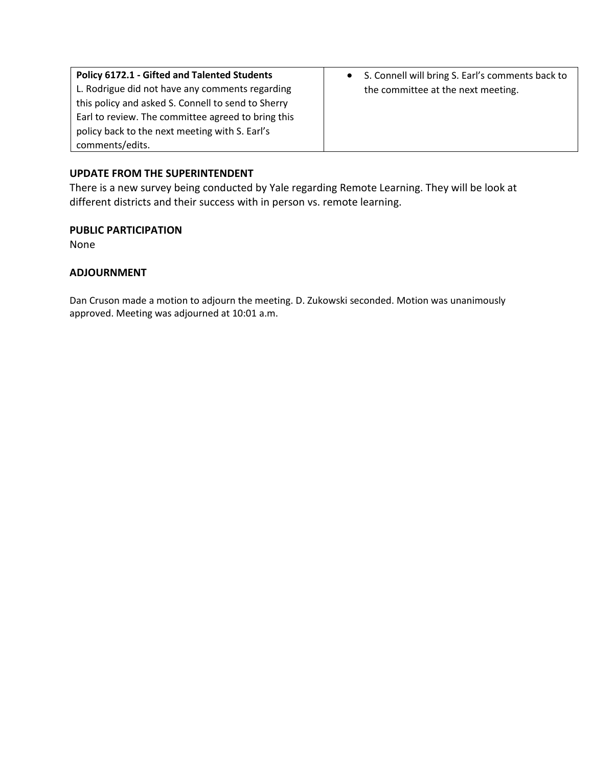| | |
|---|---|
| **Policy 6172.1 - Gifted and Talented Students** L. Rodrigue did not have any comments regarding this policy and asked S. Connell to send to Sherry Earl to review. The committee agreed to bring this policy back to the next meeting with S. Earl's comments/edits. | • S. Connell will bring S. Earl's comments back to the committee at the next meeting. |

**UPDATE FROM THE SUPERINTENDENT**

There is a new survey being conducted by Yale regarding Remote Learning. They will be look at different districts and their success with in person vs. remote learning.

**PUBLIC PARTICIPATION**

None

**ADJOURNMENT**

Dan Cruson made a motion to adjourn the meeting. D. Zukowski seconded. Motion was unanimously approved. Meeting was adjourned at 10:01 a.m.